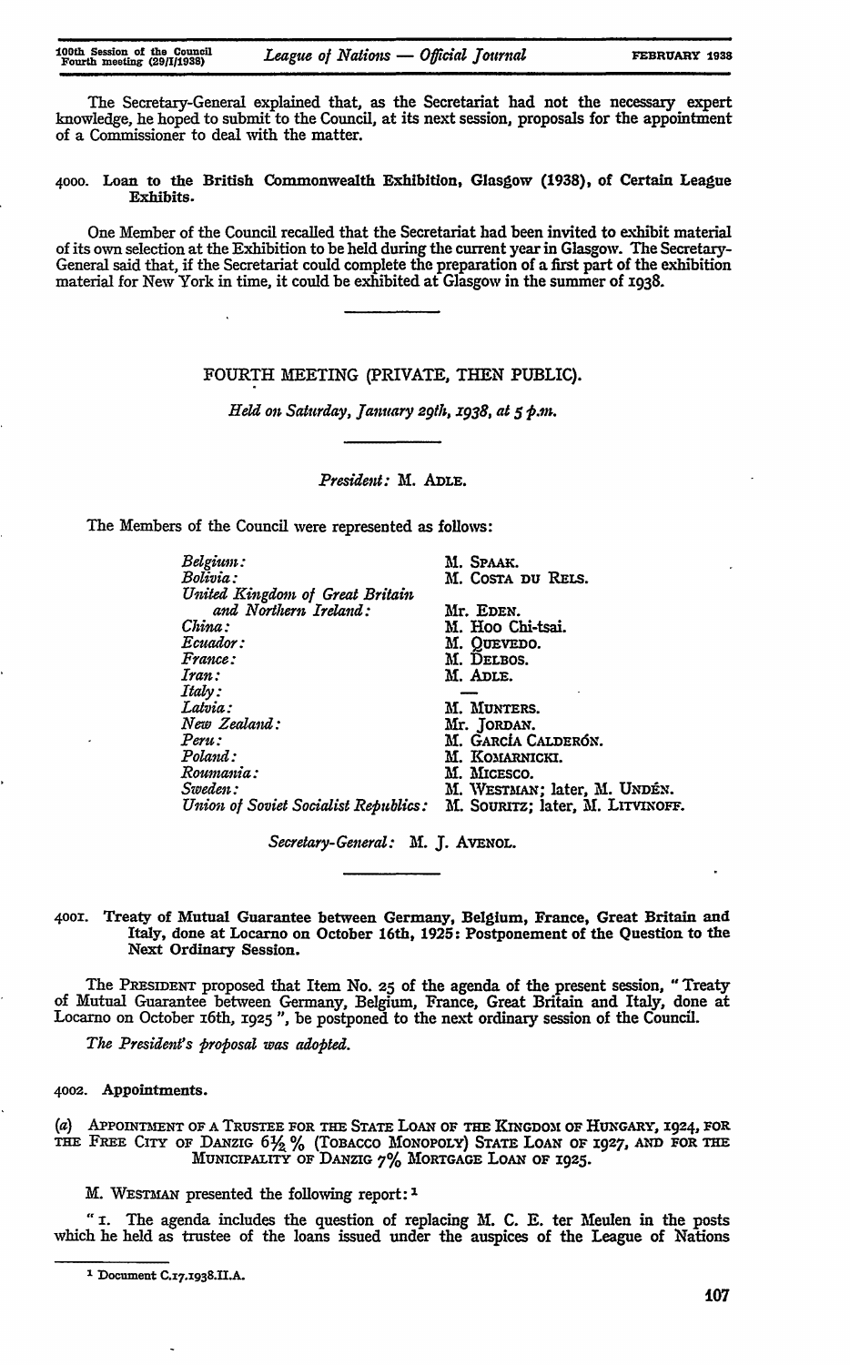The Secretary-General explained that, as the Secretariat had not the necessary expert knowledge, he hoped to submit to the Council, at its next session, proposals for the appointment of a Commissioner to deal with the matter.

**4000. Loan to the British Commonwealth Exhibition, Glasgow (1938), of Certain League Exhibits.**

One Member of the Council recalled that the Secretariat had been invited to exhibit material of its own selection at the Exhibition to be held during the current year in Glasgow. The Secretary-General said that, if the Secretariat could complete the preparation of a first part of the exhibition material for New York in time, it could be exhibited at Glasgow in the summer of 1938.

## FOURTH MEETING (PRIVATE, THEN PUBLIC).

*Held on Saturday, January 29th, 1938, at 5 p.m.*

*President:* M. ADLE.

The Members of the Council were represented as follows:

| | |
|---|---|
| *Belgium:* | M. SPAAK. |
| *Bolivia:* | M. COSTA DU RELS. |
| *United Kingdom of Great Britain and Northern Ireland:* | Mr. EDEN. |
| *China:* | M. HOO Chi-tsai. |
| *Ecuador:* | M. QUEVEDO. |
| *France:* | M. DELBOS. |
| *Iran:* | M. ADLE. |
| *Italy:* | — |
| *Latvia:* | M. MUNTERS. |
| *New Zealand:* | Mr. JORDAN. |
| *Peru:* | M. GARCÍA CALDERÓN. |
| *Poland:* | M. KOMARNICKI. |
| *Roumania:* | M. MICESCO. |
| *Sweden:* | M. WESTMAN; later, M. UNDÉN. |
| *Union of Soviet Socialist Republics:* | M. SOURITZ; later, M. LITVINOFF. |

*Secretary-General:* M. J. AVENOL.

**4001. Treaty of Mutual Guarantee between Germany, Belgium, France, Great Britain and Italy, done at Locarno on October 16th, 1925: Postponement of the Question to the Next Ordinary Session.**

The PRESIDENT proposed that Item No. 25 of the agenda of the present session, "Treaty of Mutual Guarantee between Germany, Belgium, France, Great Britain and Italy, done at Locarno on October 16th, 1925", be postponed to the next ordinary session of the Council.

*The President's proposal was adopted.*

**4002. Appointments.**

(*a*) APPOINTMENT OF A TRUSTEE FOR THE STATE LOAN OF THE KINGDOM OF HUNGARY, 1924, FOR THE FREE CITY OF DANZIG 6½% (TOBACCO MONOPOLY) STATE LOAN OF 1927, AND FOR THE MUNICIPALITY OF DANZIG 7% MORTGAGE LOAN OF 1925.

M. WESTMAN presented the following report:[1]

"1. The agenda includes the question of replacing M. C. E. ter Meulen in the posts which he held as trustee of the loans issued under the auspices of the League of Nations

[1] Document C.17.1938.II.A.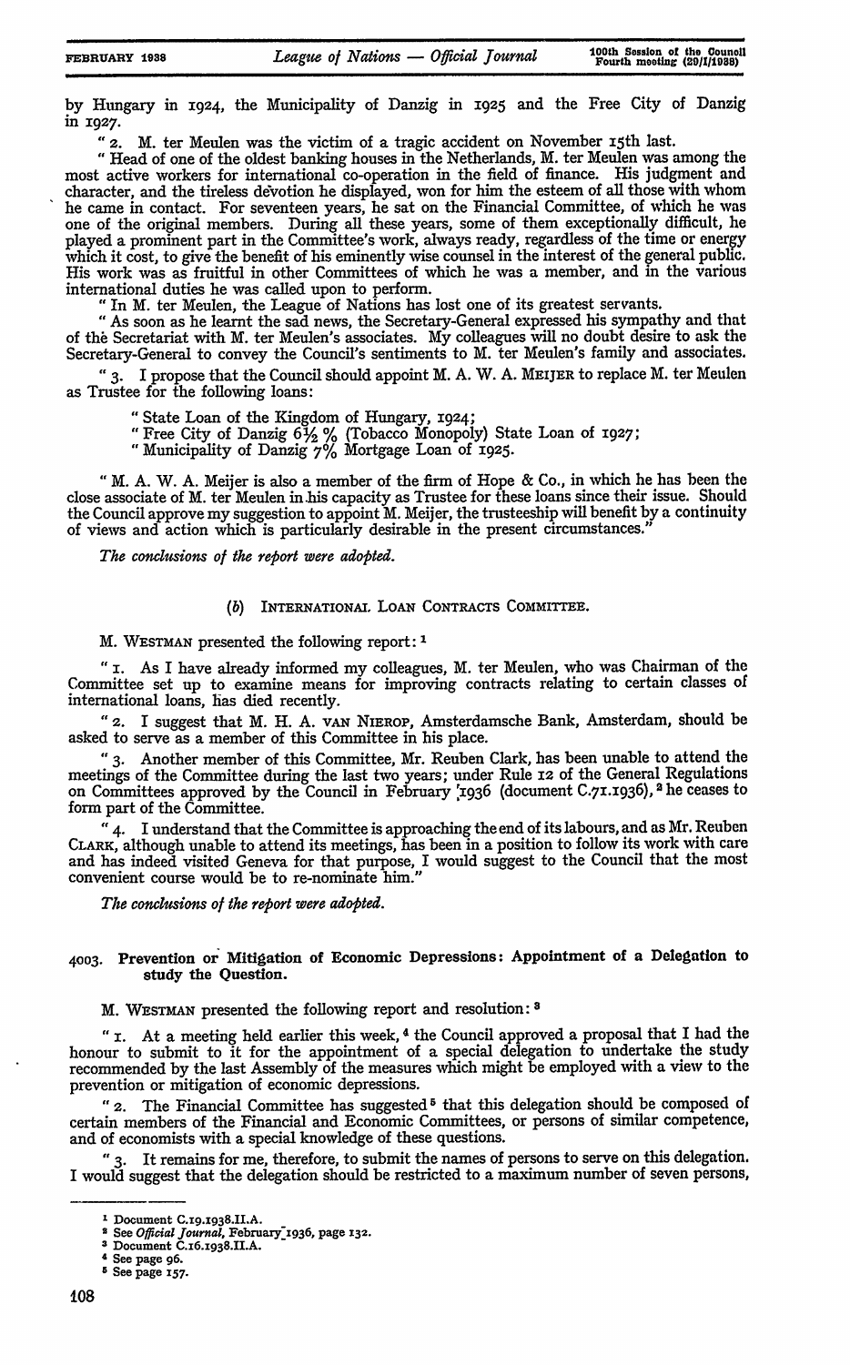by Hungary in 1924, the Municipality of Danzig in 1925 and the Free City of Danzig in 1927.

" 2. M. ter Meulen was the victim of a tragic accident on November 15th last.

" Head of one of the oldest banking houses in the Netherlands, M. ter Meulen was among the most active workers for international co-operation in the field of finance. His judgment and character, and the tireless devotion he displayed, won for him the esteem of all those with whom he came in contact. For seventeen years, he sat on the Financial Committee, of which he was one of the original members. During all these years, some of them exceptionally difficult, he played a prominent part in the Committee's work, always ready, regardless of the time or energy which it cost, to give the benefit of his eminently wise counsel in the interest of the general public. His work was as fruitful in other Committees of which he was a member, and in the various international duties he was called upon to perform.

" In M. ter Meulen, the League of Nations has lost one of its greatest servants.

" As soon as he learnt the sad news, the Secretary-General expressed his sympathy and that of the Secretariat with M. ter Meulen's associates. My colleagues will no doubt desire to ask the Secretary-General to convey the Council's sentiments to M. ter Meulen's family and associates.

" 3. I propose that the Council should appoint M. A. W. A. MEIJER to replace M. ter Meulen as Trustee for the following loans:

" State Loan of the Kingdom of Hungary, 1924;
" Free City of Danzig 6½ % (Tobacco Monopoly) State Loan of 1927;
" Municipality of Danzig 7% Mortgage Loan of 1925.

" M. A. W. A. Meijer is also a member of the firm of Hope & Co., in which he has been the close associate of M. ter Meulen in his capacity as Trustee for these loans since their issue. Should the Council approve my suggestion to appoint M. Meijer, the trusteeship will benefit by a continuity of views and action which is particularly desirable in the present circumstances."

*The conclusions of the report were adopted.*

(*b*) INTERNATIONAL LOAN CONTRACTS COMMITTEE.

M. WESTMAN presented the following report: [1]

" 1. As I have already informed my colleagues, M. ter Meulen, who was Chairman of the Committee set up to examine means for improving contracts relating to certain classes of international loans, has died recently.

" 2. I suggest that M. H. A. VAN NIEROP, Amsterdamsche Bank, Amsterdam, should be asked to serve as a member of this Committee in his place.

" 3. Another member of this Committee, Mr. Reuben Clark, has been unable to attend the meetings of the Committee during the last two years; under Rule 12 of the General Regulations on Committees approved by the Council in February 1936 (document C.71.1936), [2] he ceases to form part of the Committee.

" 4. I understand that the Committee is approaching the end of its labours, and as Mr. Reuben CLARK, although unable to attend its meetings, has been in a position to follow its work with care and has indeed visited Geneva for that purpose, I would suggest to the Council that the most convenient course would be to re-nominate him."

*The conclusions of the report were adopted.*

### 4003. Prevention or Mitigation of Economic Depressions: Appointment of a Delegation to study the Question.

M. WESTMAN presented the following report and resolution: [3]

" 1. At a meeting held earlier this week, [4] the Council approved a proposal that I had the honour to submit to it for the appointment of a special delegation to undertake the study recommended by the last Assembly of the measures which might be employed with a view to the prevention or mitigation of economic depressions.

" 2. The Financial Committee has suggested [5] that this delegation should be composed of certain members of the Financial and Economic Committees, or persons of similar competence, and of economists with a special knowledge of these questions.

" 3. It remains for me, therefore, to submit the names of persons to serve on this delegation. I would suggest that the delegation should be restricted to a maximum number of seven persons,

[1] Document C.19.1938.II.A.
[2] See *Official Journal*, February 1936, page 132.
[3] Document C.16.1938.II.A.
[4] See page 96.
[5] See page 157.